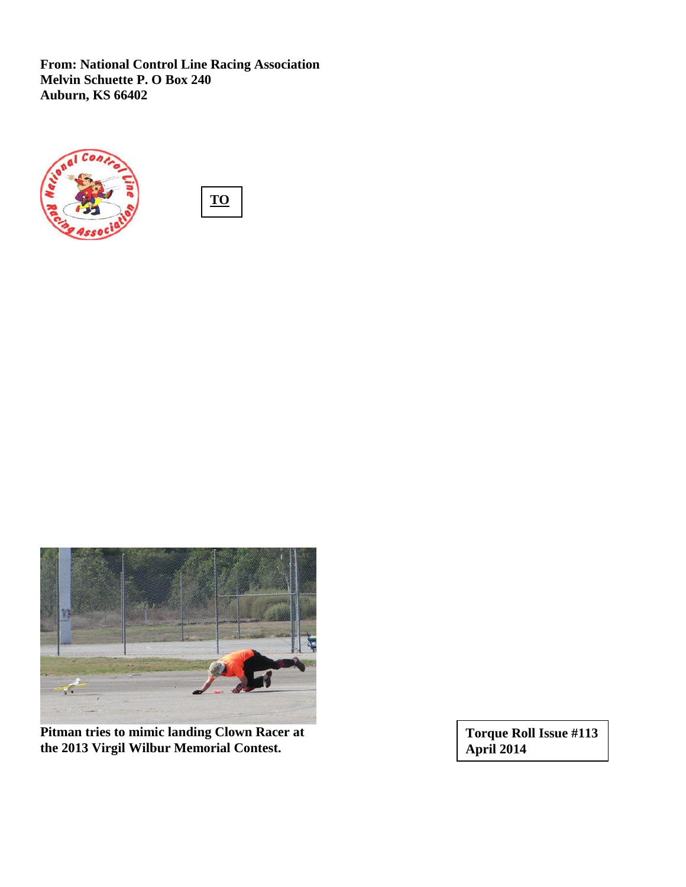**From: National Control Line Racing Association**
**Melvin Schuette P. O Box 240**
**Auburn, KS 66402**

**TO**

**Pitman tries to mimic landing Clown Racer at the 2013 Virgil Wilbur Memorial Contest.**

**Torque Roll Issue #113**
**April 2014**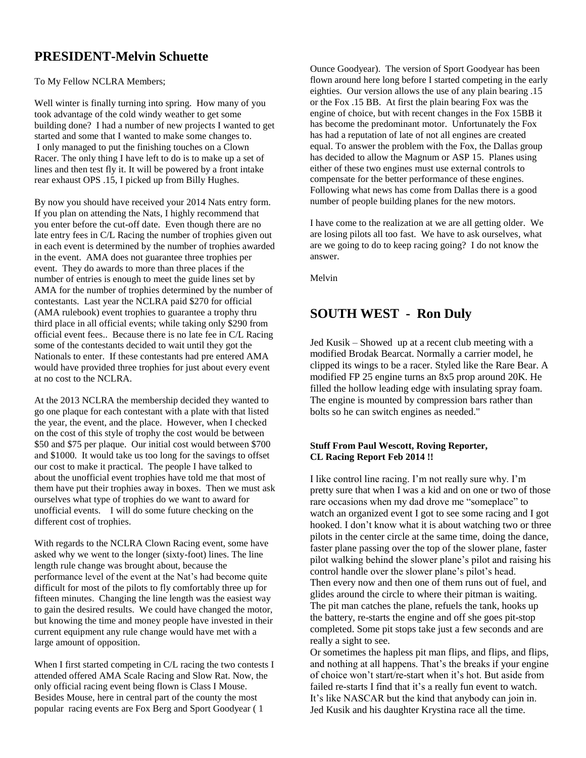## PRESIDENT-Melvin Schuette

To My Fellow NCLRA Members;

Well winter is finally turning into spring. How many of you took advantage of the cold windy weather to get some building done? I had a number of new projects I wanted to get started and some that I wanted to make some changes to. I only managed to put the finishing touches on a Clown Racer. The only thing I have left to do is to make up a set of lines and then test fly it. It will be powered by a front intake rear exhaust OPS .15, I picked up from Billy Hughes.

By now you should have received your 2014 Nats entry form. If you plan on attending the Nats, I highly recommend that you enter before the cut-off date. Even though there are no late entry fees in C/L Racing the number of trophies given out in each event is determined by the number of trophies awarded in the event. AMA does not guarantee three trophies per event. They do awards to more than three places if the number of entries is enough to meet the guide lines set by AMA for the number of trophies determined by the number of contestants. Last year the NCLRA paid $270 for official (AMA rulebook) event trophies to guarantee a trophy thru third place in all official events; while taking only $290 from official event fees.. Because there is no late fee in C/L Racing some of the contestants decided to wait until they got the Nationals to enter. If these contestants had pre entered AMA would have provided three trophies for just about every event at no cost to the NCLRA.

At the 2013 NCLRA the membership decided they wanted to go one plaque for each contestant with a plate with that listed the year, the event, and the place. However, when I checked on the cost of this style of trophy the cost would be between $50 and $75 per plaque. Our initial cost would between $700 and $1000. It would take us too long for the savings to offset our cost to make it practical. The people I have talked to about the unofficial event trophies have told me that most of them have put their trophies away in boxes. Then we must ask ourselves what type of trophies do we want to award for unofficial events. I will do some future checking on the different cost of trophies.

With regards to the NCLRA Clown Racing event, some have asked why we went to the longer (sixty-foot) lines. The line length rule change was brought about, because the performance level of the event at the Nat's had become quite difficult for most of the pilots to fly comfortably three up for fifteen minutes. Changing the line length was the easiest way to gain the desired results. We could have changed the motor, but knowing the time and money people have invested in their current equipment any rule change would have met with a large amount of opposition.

When I first started competing in C/L racing the two contests I attended offered AMA Scale Racing and Slow Rat. Now, the only official racing event being flown is Class I Mouse. Besides Mouse, here in central part of the county the most popular racing events are Fox Berg and Sport Goodyear ( 1 Ounce Goodyear). The version of Sport Goodyear has been flown around here long before I started competing in the early eighties. Our version allows the use of any plain bearing .15 or the Fox .15 BB. At first the plain bearing Fox was the engine of choice, but with recent changes in the Fox 15BB it has become the predominant motor. Unfortunately the Fox has had a reputation of late of not all engines are created equal. To answer the problem with the Fox, the Dallas group has decided to allow the Magnum or ASP 15. Planes using either of these two engines must use external controls to compensate for the better performance of these engines. Following what news has come from Dallas there is a good number of people building planes for the new motors.

I have come to the realization at we are all getting older. We are losing pilots all too fast. We have to ask ourselves, what are we going to do to keep racing going? I do not know the answer.

Melvin

## SOUTH WEST - Ron Duly

Jed Kusik – Showed up at a recent club meeting with a modified Brodak Bearcat. Normally a carrier model, he clipped its wings to be a racer. Styled like the Rare Bear. A modified FP 25 engine turns an 8x5 prop around 20K. He filled the hollow leading edge with insulating spray foam. The engine is mounted by compression bars rather than bolts so he can switch engines as needed."

**Stuff From Paul Wescott, Roving Reporter,**
**CL Racing Report Feb 2014 !!**

I like control line racing. I'm not really sure why. I'm pretty sure that when I was a kid and on one or two of those rare occasions when my dad drove me "someplace" to watch an organized event I got to see some racing and I got hooked. I don't know what it is about watching two or three pilots in the center circle at the same time, doing the dance, faster plane passing over the top of the slower plane, faster pilot walking behind the slower plane's pilot and raising his control handle over the slower plane's pilot's head.
Then every now and then one of them runs out of fuel, and glides around the circle to where their pitman is waiting. The pit man catches the plane, refuels the tank, hooks up the battery, re-starts the engine and off she goes pit-stop completed. Some pit stops take just a few seconds and are really a sight to see.
Or sometimes the hapless pit man flips, and flips, and flips, and nothing at all happens. That's the breaks if your engine of choice won't start/re-start when it's hot. But aside from failed re-starts I find that it's a really fun event to watch. It's like NASCAR but the kind that anybody can join in. Jed Kusik and his daughter Krystina race all the time.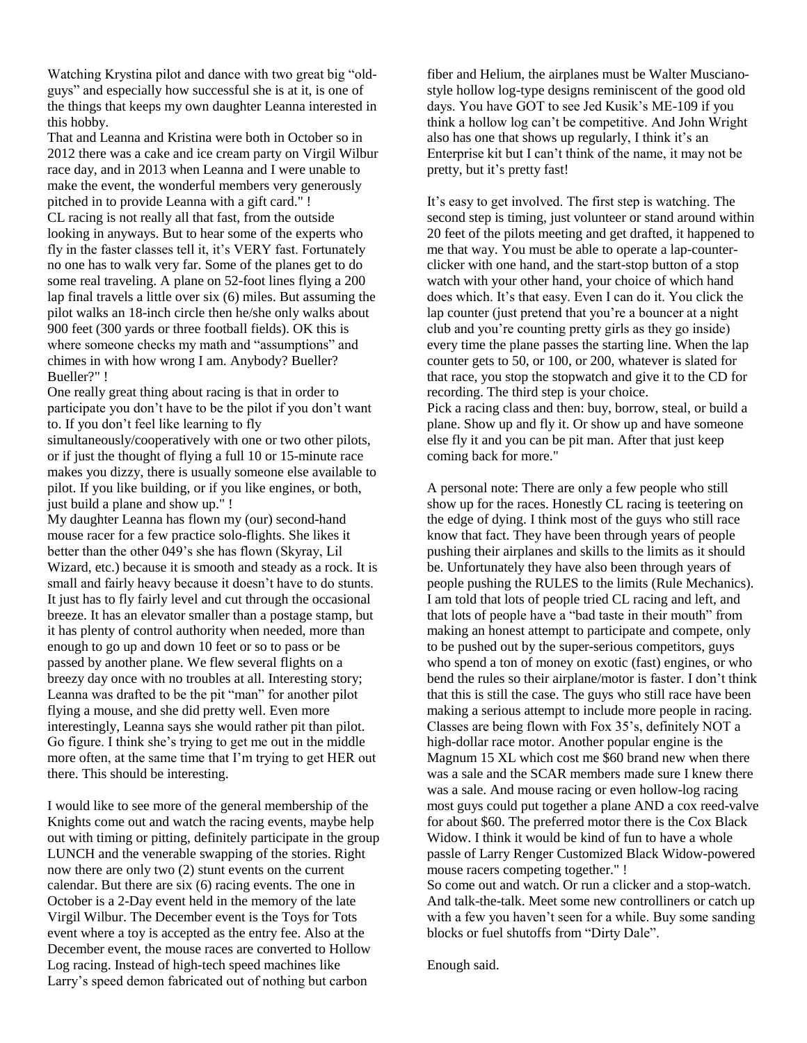Watching Krystina pilot and dance with two great big "old-guys" and especially how successful she is at it, is one of the things that keeps my own daughter Leanna interested in this hobby.

That and Leanna and Kristina were both in October so in 2012 there was a cake and ice cream party on Virgil Wilbur race day, and in 2013 when Leanna and I were unable to make the event, the wonderful members very generously pitched in to provide Leanna with a gift card." !

CL racing is not really all that fast, from the outside looking in anyways. But to hear some of the experts who fly in the faster classes tell it, it's VERY fast. Fortunately no one has to walk very far. Some of the planes get to do some real traveling. A plane on 52-foot lines flying a 200 lap final travels a little over six (6) miles. But assuming the pilot walks an 18-inch circle then he/she only walks about 900 feet (300 yards or three football fields). OK this is where someone checks my math and "assumptions" and chimes in with how wrong I am. Anybody? Bueller? Bueller?" !

One really great thing about racing is that in order to participate you don't have to be the pilot if you don't want to. If you don't feel like learning to fly simultaneously/cooperatively with one or two other pilots, or if just the thought of flying a full 10 or 15-minute race makes you dizzy, there is usually someone else available to pilot. If you like building, or if you like engines, or both, just build a plane and show up." !

My daughter Leanna has flown my (our) second-hand mouse racer for a few practice solo-flights. She likes it better than the other 049's she has flown (Skyray, Lil Wizard, etc.) because it is smooth and steady as a rock. It is small and fairly heavy because it doesn't have to do stunts. It just has to fly fairly level and cut through the occasional breeze. It has an elevator smaller than a postage stamp, but it has plenty of control authority when needed, more than enough to go up and down 10 feet or so to pass or be passed by another plane. We flew several flights on a breezy day once with no troubles at all. Interesting story; Leanna was drafted to be the pit "man" for another pilot flying a mouse, and she did pretty well. Even more interestingly, Leanna says she would rather pit than pilot. Go figure. I think she's trying to get me out in the middle more often, at the same time that I'm trying to get HER out there. This should be interesting.

I would like to see more of the general membership of the Knights come out and watch the racing events, maybe help out with timing or pitting, definitely participate in the group LUNCH and the venerable swapping of the stories. Right now there are only two (2) stunt events on the current calendar. But there are six (6) racing events. The one in October is a 2-Day event held in the memory of the late Virgil Wilbur. The December event is the Toys for Tots event where a toy is accepted as the entry fee. Also at the December event, the mouse races are converted to Hollow Log racing. Instead of high-tech speed machines like Larry's speed demon fabricated out of nothing but carbon fiber and Helium, the airplanes must be Walter Musciano-style hollow log-type designs reminiscent of the good old days. You have GOT to see Jed Kusik's ME-109 if you think a hollow log can't be competitive. And John Wright also has one that shows up regularly, I think it's an Enterprise kit but I can't think of the name, it may not be pretty, but it's pretty fast!

It's easy to get involved. The first step is watching. The second step is timing, just volunteer or stand around within 20 feet of the pilots meeting and get drafted, it happened to me that way. You must be able to operate a lap-counter-clicker with one hand, and the start-stop button of a stop watch with your other hand, your choice of which hand does which. It's that easy. Even I can do it. You click the lap counter (just pretend that you're a bouncer at a night club and you're counting pretty girls as they go inside) every time the plane passes the starting line. When the lap counter gets to 50, or 100, or 200, whatever is slated for that race, you stop the stopwatch and give it to the CD for recording. The third step is your choice.

Pick a racing class and then: buy, borrow, steal, or build a plane. Show up and fly it. Or show up and have someone else fly it and you can be pit man. After that just keep coming back for more."

A personal note: There are only a few people who still show up for the races. Honestly CL racing is teetering on the edge of dying. I think most of the guys who still race know that fact. They have been through years of people pushing their airplanes and skills to the limits as it should be. Unfortunately they have also been through years of people pushing the RULES to the limits (Rule Mechanics). I am told that lots of people tried CL racing and left, and that lots of people have a "bad taste in their mouth" from making an honest attempt to participate and compete, only to be pushed out by the super-serious competitors, guys who spend a ton of money on exotic (fast) engines, or who bend the rules so their airplane/motor is faster. I don't think that this is still the case. The guys who still race have been making a serious attempt to include more people in racing. Classes are being flown with Fox 35's, definitely NOT a high-dollar race motor. Another popular engine is the Magnum 15 XL which cost me $60 brand new when there was a sale and the SCAR members made sure I knew there was a sale. And mouse racing or even hollow-log racing most guys could put together a plane AND a cox reed-valve for about $60. The preferred motor there is the Cox Black Widow. I think it would be kind of fun to have a whole passle of Larry Renger Customized Black Widow-powered mouse racers competing together." !

So come out and watch. Or run a clicker and a stop-watch. And talk-the-talk. Meet some new controlliners or catch up with a few you haven't seen for a while. Buy some sanding blocks or fuel shutoffs from "Dirty Dale".

Enough said.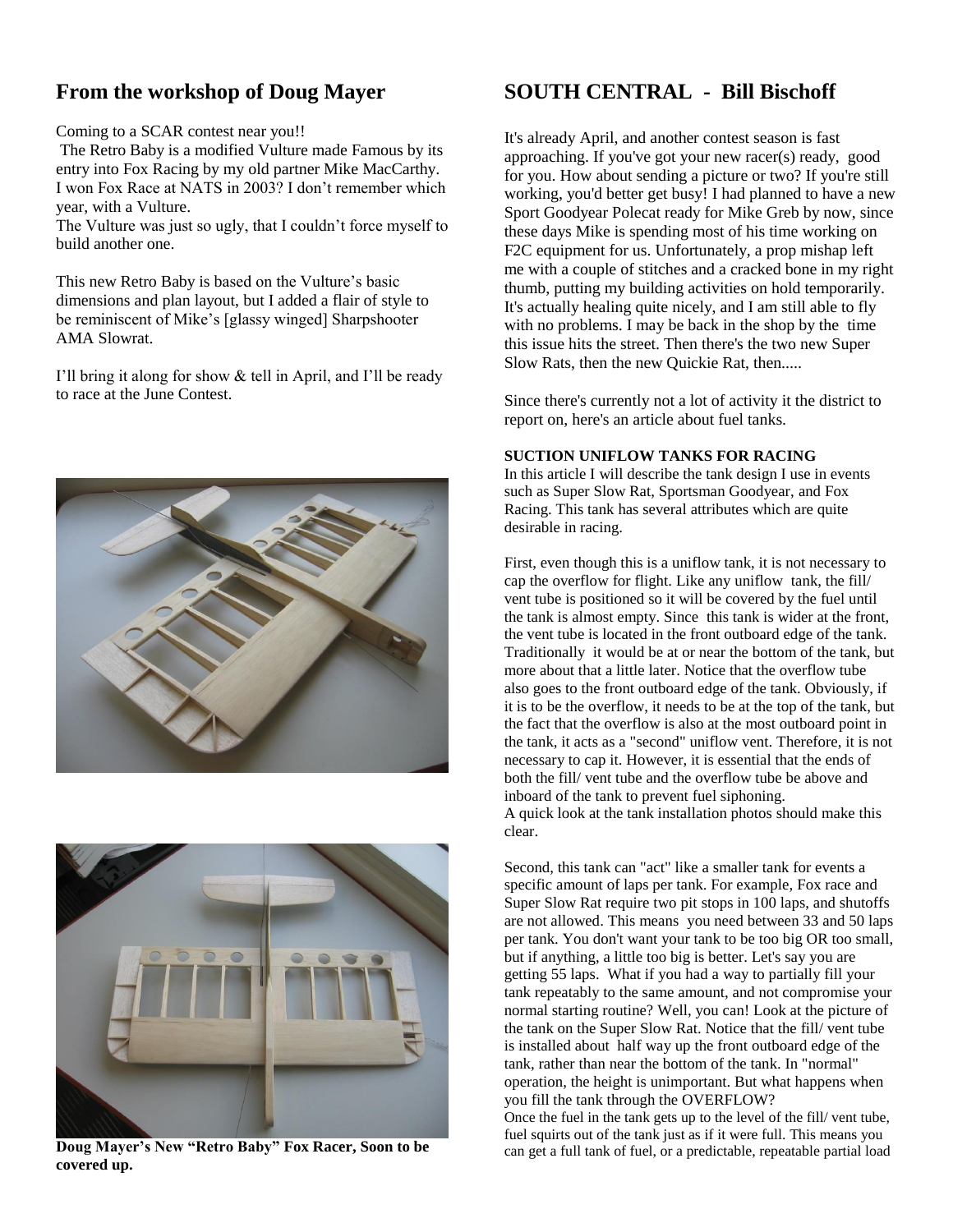## From the workshop of Doug Mayer

Coming to a SCAR contest near you!!

The Retro Baby is a modified Vulture made Famous by its entry into Fox Racing by my old partner Mike MacCarthy. I won Fox Race at NATS in 2003? I don't remember which year, with a Vulture.

The Vulture was just so ugly, that I couldn't force myself to build another one.

This new Retro Baby is based on the Vulture's basic dimensions and plan layout, but I added a flair of style to be reminiscent of Mike's [glassy winged] Sharpshooter AMA Slowrat.

I'll bring it along for show & tell in April, and I'll be ready to race at the June Contest.

**Doug Mayer's New "Retro Baby" Fox Racer, Soon to be covered up.**

## SOUTH CENTRAL - Bill Bischoff

It's already April, and another contest season is fast approaching. If you've got your new racer(s) ready, good for you. How about sending a picture or two? If you're still working, you'd better get busy! I had planned to have a new Sport Goodyear Polecat ready for Mike Greb by now, since these days Mike is spending most of his time working on F2C equipment for us. Unfortunately, a prop mishap left me with a couple of stitches and a cracked bone in my right thumb, putting my building activities on hold temporarily. It's actually healing quite nicely, and I am still able to fly with no problems. I may be back in the shop by the time this issue hits the street. Then there's the two new Super Slow Rats, then the new Quickie Rat, then.....

Since there's currently not a lot of activity it the district to report on, here's an article about fuel tanks.

### SUCTION UNIFLOW TANKS FOR RACING

In this article I will describe the tank design I use in events such as Super Slow Rat, Sportsman Goodyear, and Fox Racing. This tank has several attributes which are quite desirable in racing.

First, even though this is a uniflow tank, it is not necessary to cap the overflow for flight. Like any uniflow tank, the fill/ vent tube is positioned so it will be covered by the fuel until the tank is almost empty. Since this tank is wider at the front, the vent tube is located in the front outboard edge of the tank. Traditionally it would be at or near the bottom of the tank, but more about that a little later. Notice that the overflow tube also goes to the front outboard edge of the tank. Obviously, if it is to be the overflow, it needs to be at the top of the tank, but the fact that the overflow is also at the most outboard point in the tank, it acts as a "second" uniflow vent. Therefore, it is not necessary to cap it. However, it is essential that the ends of both the fill/ vent tube and the overflow tube be above and inboard of the tank to prevent fuel siphoning.
A quick look at the tank installation photos should make this clear.

Second, this tank can "act" like a smaller tank for events a specific amount of laps per tank. For example, Fox race and Super Slow Rat require two pit stops in 100 laps, and shutoffs are not allowed. This means you need between 33 and 50 laps per tank. You don't want your tank to be too big OR too small, but if anything, a little too big is better. Let's say you are getting 55 laps. What if you had a way to partially fill your tank repeatably to the same amount, and not compromise your normal starting routine? Well, you can! Look at the picture of the tank on the Super Slow Rat. Notice that the fill/ vent tube is installed about half way up the front outboard edge of the tank, rather than near the bottom of the tank. In "normal" operation, the height is unimportant. But what happens when you fill the tank through the OVERFLOW?
Once the fuel in the tank gets up to the level of the fill/ vent tube, fuel squirts out of the tank just as if it were full. This means you can get a full tank of fuel, or a predictable, repeatable partial load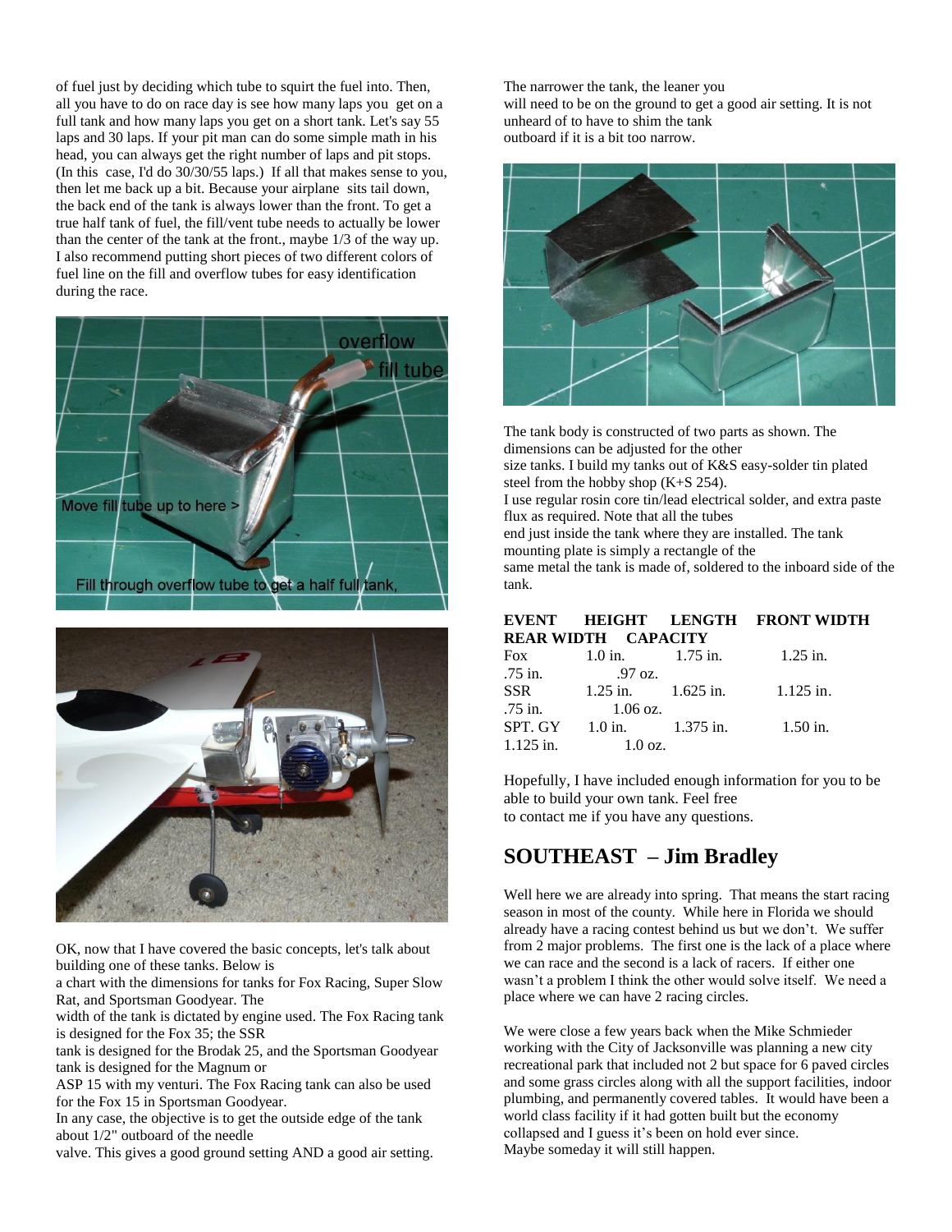of fuel just by deciding which tube to squirt the fuel into. Then, all you have to do on race day is see how many laps you get on a full tank and how many laps you get on a short tank. Let's say 55 laps and 30 laps. If your pit man can do some simple math in his head, you can always get the right number of laps and pit stops. (In this case, I'd do 30/30/55 laps.) If all that makes sense to you, then let me back up a bit. Because your airplane sits tail down, the back end of the tank is always lower than the front. To get a true half tank of fuel, the fill/vent tube needs to actually be lower than the center of the tank at the front., maybe 1/3 of the way up. I also recommend putting short pieces of two different colors of fuel line on the fill and overflow tubes for easy identification during the race.

OK, now that I have covered the basic concepts, let's talk about building one of these tanks. Below is a chart with the dimensions for tanks for Fox Racing, Super Slow Rat, and Sportsman Goodyear. The width of the tank is dictated by engine used. The Fox Racing tank is designed for the Fox 35; the SSR tank is designed for the Brodak 25, and the Sportsman Goodyear tank is designed for the Magnum or ASP 15 with my venturi. The Fox Racing tank can also be used for the Fox 15 in Sportsman Goodyear.
In any case, the objective is to get the outside edge of the tank about 1/2" outboard of the needle valve. This gives a good ground setting AND a good air setting.

The narrower the tank, the leaner you will need to be on the ground to get a good air setting. It is not unheard of to have to shim the tank outboard if it is a bit too narrow.

The tank body is constructed of two parts as shown. The dimensions can be adjusted for the other size tanks. I build my tanks out of K&S easy-solder tin plated steel from the hobby shop (K+S 254).
I use regular rosin core tin/lead electrical solder, and extra paste flux as required. Note that all the tubes end just inside the tank where they are installed. The tank mounting plate is simply a rectangle of the same metal the tank is made of, soldered to the inboard side of the tank.

| EVENT | HEIGHT | LENGTH | FRONT WIDTH | REAR WIDTH | CAPACITY |
|---|---|---|---|---|---|
| Fox | 1.0 in. | 1.75 in. | 1.25 in. | .75 in. | .97 oz. |
| SSR | 1.25 in. | 1.625 in. | 1.125 in. | .75 in. | 1.06 oz. |
| SPT. GY | 1.0 in. | 1.375 in. | 1.50 in. | 1.125 in. | 1.0 oz. |

Hopefully, I have included enough information for you to be able to build your own tank. Feel free to contact me if you have any questions.

## SOUTHEAST – Jim Bradley

Well here we are already into spring. That means the start racing season in most of the county. While here in Florida we should already have a racing contest behind us but we don't. We suffer from 2 major problems. The first one is the lack of a place where we can race and the second is a lack of racers. If either one wasn't a problem I think the other would solve itself. We need a place where we can have 2 racing circles.

We were close a few years back when the Mike Schmieder working with the City of Jacksonville was planning a new city recreational park that included not 2 but space for 6 paved circles and some grass circles along with all the support facilities, indoor plumbing, and permanently covered tables. It would have been a world class facility if it had gotten built but the economy collapsed and I guess it's been on hold ever since.
Maybe someday it will still happen.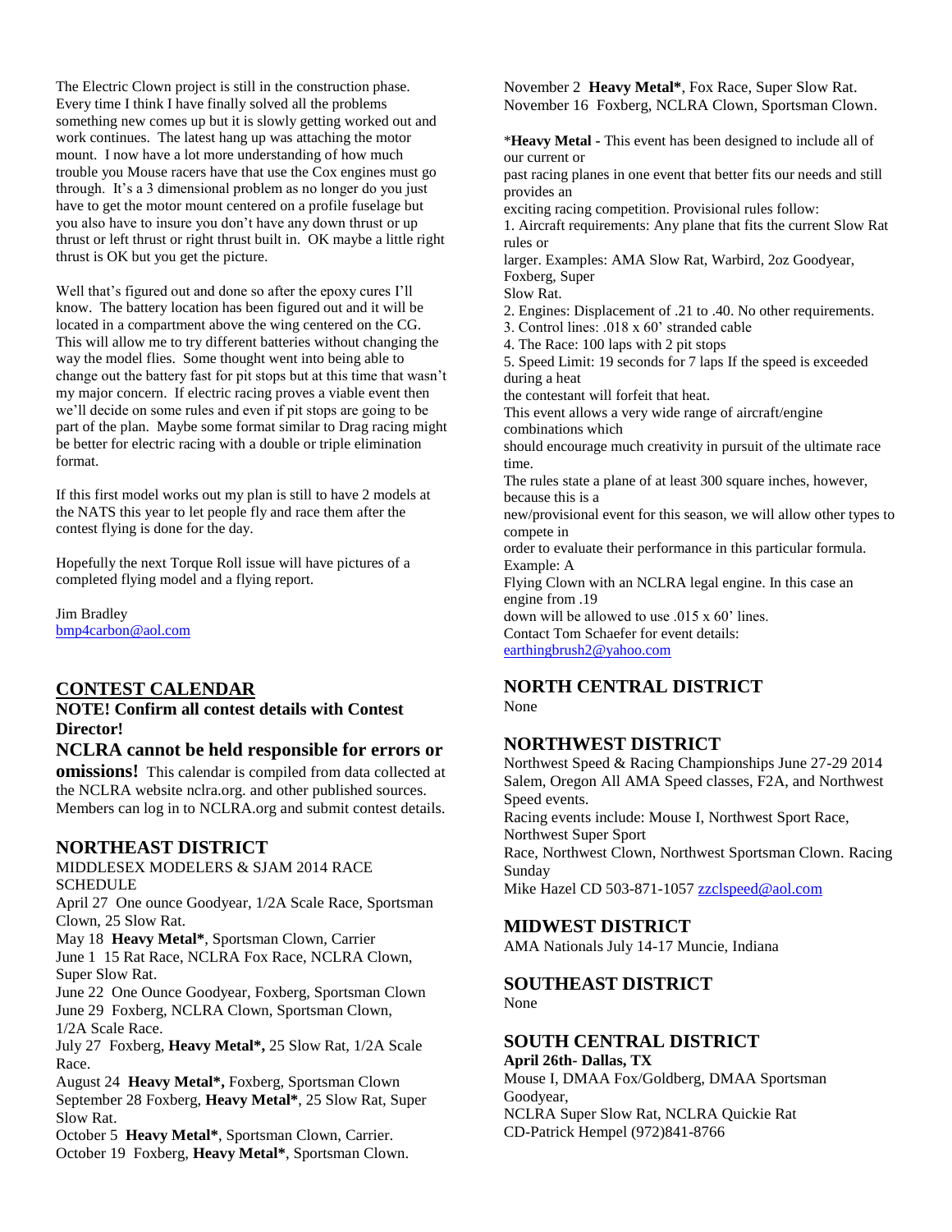The Electric Clown project is still in the construction phase. Every time I think I have finally solved all the problems something new comes up but it is slowly getting worked out and work continues. The latest hang up was attaching the motor mount. I now have a lot more understanding of how much trouble you Mouse racers have that use the Cox engines must go through. It's a 3 dimensional problem as no longer do you just have to get the motor mount centered on a profile fuselage but you also have to insure you don't have any down thrust or up thrust or left thrust or right thrust built in. OK maybe a little right thrust is OK but you get the picture.

Well that's figured out and done so after the epoxy cures I'll know. The battery location has been figured out and it will be located in a compartment above the wing centered on the CG. This will allow me to try different batteries without changing the way the model flies. Some thought went into being able to change out the battery fast for pit stops but at this time that wasn't my major concern. If electric racing proves a viable event then we'll decide on some rules and even if pit stops are going to be part of the plan. Maybe some format similar to Drag racing might be better for electric racing with a double or triple elimination format.

If this first model works out my plan is still to have 2 models at the NATS this year to let people fly and race them after the contest flying is done for the day.

Hopefully the next Torque Roll issue will have pictures of a completed flying model and a flying report.

Jim Bradley
bmp4carbon@aol.com

## CONTEST CALENDAR

**NOTE! Confirm all contest details with Contest Director!**

**NCLRA cannot be held responsible for errors or omissions!** This calendar is compiled from data collected at the NCLRA website nclra.org. and other published sources. Members can log in to NCLRA.org and submit contest details.

### NORTHEAST DISTRICT

MIDDLESEX MODELERS & SJAM 2014 RACE SCHEDULE
April 27 One ounce Goodyear, 1/2A Scale Race, Sportsman Clown, 25 Slow Rat.
May 18 **Heavy Metal***, Sportsman Clown, Carrier
June 1 15 Rat Race, NCLRA Fox Race, NCLRA Clown, Super Slow Rat.
June 22 One Ounce Goodyear, Foxberg, Sportsman Clown
June 29 Foxberg, NCLRA Clown, Sportsman Clown, 1/2A Scale Race.
July 27 Foxberg, **Heavy Metal*,** 25 Slow Rat, 1/2A Scale Race.
August 24 **Heavy Metal*,** Foxberg, Sportsman Clown
September 28 Foxberg, **Heavy Metal***, 25 Slow Rat, Super Slow Rat.
October 5 **Heavy Metal***, Sportsman Clown, Carrier.
October 19 Foxberg, **Heavy Metal***, Sportsman Clown.
November 2 **Heavy Metal***, Fox Race, Super Slow Rat.
November 16 Foxberg, NCLRA Clown, Sportsman Clown.

***Heavy Metal** - This event has been designed to include all of our current or past racing planes in one event that better fits our needs and still provides an exciting racing competition. Provisional rules follow:
1. Aircraft requirements: Any plane that fits the current Slow Rat rules or larger. Examples: AMA Slow Rat, Warbird, 2oz Goodyear, Foxberg, Super Slow Rat.
2. Engines: Displacement of .21 to .40. No other requirements.
3. Control lines: .018 x 60' stranded cable
4. The Race: 100 laps with 2 pit stops
5. Speed Limit: 19 seconds for 7 laps If the speed is exceeded during a heat the contestant will forfeit that heat.
This event allows a very wide range of aircraft/engine combinations which should encourage much creativity in pursuit of the ultimate race time.
The rules state a plane of at least 300 square inches, however, because this is a new/provisional event for this season, we will allow other types to compete in order to evaluate their performance in this particular formula. Example: A Flying Clown with an NCLRA legal engine. In this case an engine from .19 down will be allowed to use .015 x 60' lines.
Contact Tom Schaefer for event details:
earthingbrush2@yahoo.com

### NORTH CENTRAL DISTRICT

None

### NORTHWEST DISTRICT

Northwest Speed & Racing Championships June 27-29 2014 Salem, Oregon All AMA Speed classes, F2A, and Northwest Speed events.
Racing events include: Mouse I, Northwest Sport Race, Northwest Super Sport Race, Northwest Clown, Northwest Sportsman Clown. Racing Sunday
Mike Hazel CD 503-871-1057 zzclspeed@aol.com

### MIDWEST DISTRICT

AMA Nationals July 14-17 Muncie, Indiana

### SOUTHEAST DISTRICT

None

### SOUTH CENTRAL DISTRICT

**April 26th- Dallas, TX**
Mouse I, DMAA Fox/Goldberg, DMAA Sportsman Goodyear,
NCLRA Super Slow Rat, NCLRA Quickie Rat
CD-Patrick Hempel (972)841-8766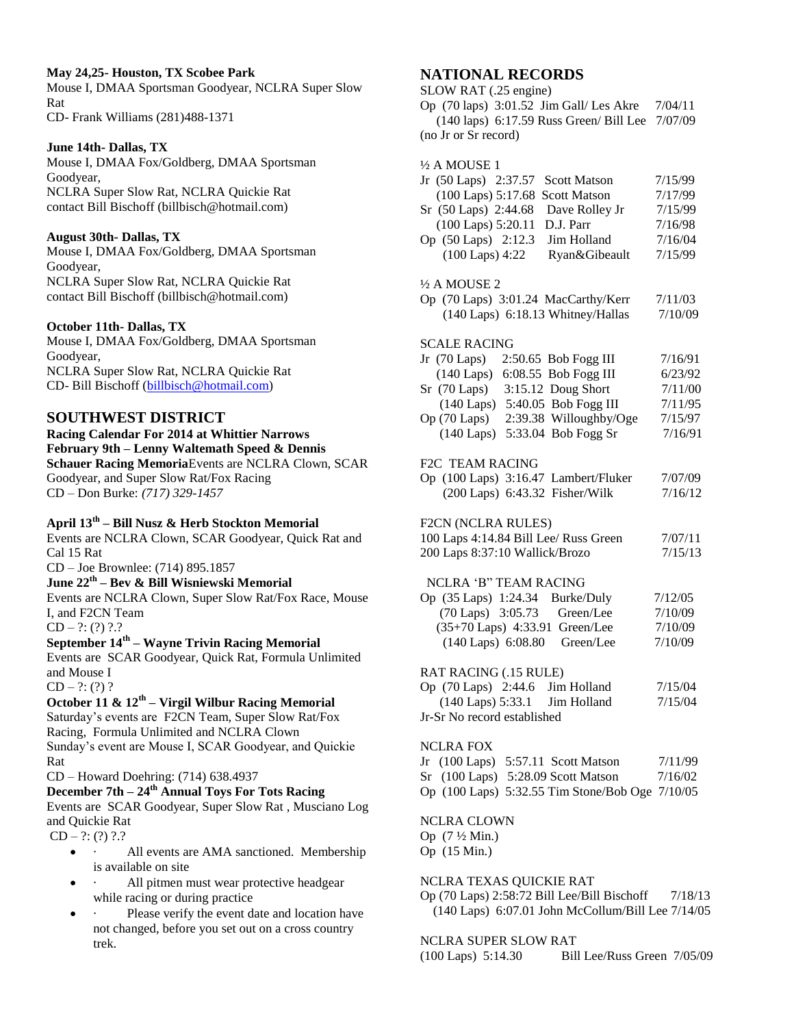**May 24,25- Houston, TX Scobee Park**
Mouse I, DMAA Sportsman Goodyear, NCLRA Super Slow Rat
CD- Frank Williams (281)488-1371

**June 14th- Dallas, TX**
Mouse I, DMAA Fox/Goldberg, DMAA Sportsman Goodyear,
NCLRA Super Slow Rat, NCLRA Quickie Rat
contact Bill Bischoff (billbisch@hotmail.com)

**August 30th- Dallas, TX**
Mouse I, DMAA Fox/Goldberg, DMAA Sportsman Goodyear,
NCLRA Super Slow Rat, NCLRA Quickie Rat
contact Bill Bischoff (billbisch@hotmail.com)

**October 11th- Dallas, TX**
Mouse I, DMAA Fox/Goldberg, DMAA Sportsman Goodyear,
NCLRA Super Slow Rat, NCLRA Quickie Rat
CD- Bill Bischoff (billbisch@hotmail.com)

## SOUTHWEST DISTRICT

**Racing Calendar For 2014 at Whittier Narrows**
**February 9th – Lenny Waltemath Speed & Dennis Schauer Racing Memoria**Events are NCLRA Clown, SCAR Goodyear, and Super Slow Rat/Fox Racing
CD – Don Burke: *(717) 329-1457*

**April 13th – Bill Nusz & Herb Stockton Memorial**
Events are NCLRA Clown, SCAR Goodyear, Quick Rat and Cal 15 Rat
CD – Joe Brownlee: (714) 895.1857

**June 22th – Bev & Bill Wisniewski Memorial**
Events are NCLRA Clown, Super Slow Rat/Fox Race, Mouse I, and F2CN Team
CD – ?: (?) ?.?

**September 14th – Wayne Trivin Racing Memorial**
Events are SCAR Goodyear, Quick Rat, Formula Unlimited and Mouse I
CD – ?: (?) ?

**October 11 & 12th – Virgil Wilbur Racing Memorial**
Saturday's events are F2CN Team, Super Slow Rat/Fox Racing, Formula Unlimited and NCLRA Clown
Sunday's event are Mouse I, SCAR Goodyear, and Quickie Rat
CD – Howard Doehring: (714) 638.4937

**December 7th – 24th Annual Toys For Tots Racing**
Events are SCAR Goodyear, Super Slow Rat , Musciano Log and Quickie Rat
CD – ?: (?) ?.?

- · All events are AMA sanctioned. Membership is available on site
- · All pitmen must wear protective headgear while racing or during practice
- · Please verify the event date and location have not changed, before you set out on a cross country trek.

## NATIONAL RECORDS

SLOW RAT (.25 engine)
Op (70 laps) 3:01.52 Jim Gall/ Les Akre 7/04/11
(140 laps) 6:17.59 Russ Green/ Bill Lee 7/07/09
(no Jr or Sr record)

½ A MOUSE 1
Jr (50 Laps) 2:37.57 Scott Matson 7/15/99
(100 Laps) 5:17.68 Scott Matson 7/17/99
Sr (50 Laps) 2:44.68 Dave Rolley Jr 7/15/99
(100 Laps) 5:20.11 D.J. Parr 7/16/98
Op (50 Laps) 2:12.3 Jim Holland 7/16/04
(100 Laps) 4:22 Ryan&Gibeault 7/15/99

½ A MOUSE 2
Op (70 Laps) 3:01.24 MacCarthy/Kerr 7/11/03
(140 Laps) 6:18.13 Whitney/Hallas 7/10/09

SCALE RACING
Jr (70 Laps) 2:50.65 Bob Fogg III 7/16/91
(140 Laps) 6:08.55 Bob Fogg III 6/23/92
Sr (70 Laps) 3:15.12 Doug Short 7/11/00
(140 Laps) 5:40.05 Bob Fogg III 7/11/95
Op (70 Laps) 2:39.38 Willoughby/Oge 7/15/97
(140 Laps) 5:33.04 Bob Fogg Sr 7/16/91

F2C TEAM RACING
Op (100 Laps) 3:16.47 Lambert/Fluker 7/07/09
(200 Laps) 6:43.32 Fisher/Wilk 7/16/12

F2CN (NCLRA RULES)
100 Laps 4:14.84 Bill Lee/ Russ Green 7/07/11
200 Laps 8:37:10 Wallick/Brozo 7/15/13

NCLRA 'B" TEAM RACING
Op (35 Laps) 1:24.34 Burke/Duly 7/12/05
(70 Laps) 3:05.73 Green/Lee 7/10/09
(35+70 Laps) 4:33.91 Green/Lee 7/10/09
(140 Laps) 6:08.80 Green/Lee 7/10/09

RAT RACING (.15 RULE)
Op (70 Laps) 2:44.6 Jim Holland 7/15/04
(140 Laps) 5:33.1 Jim Holland 7/15/04
Jr-Sr No record established

NCLRA FOX
Jr (100 Laps) 5:57.11 Scott Matson 7/11/99
Sr (100 Laps) 5:28.09 Scott Matson 7/16/02
Op (100 Laps) 5:32.55 Tim Stone/Bob Oge 7/10/05

NCLRA CLOWN
Op (7 ½ Min.)
Op (15 Min.)

NCLRA TEXAS QUICKIE RAT
Op (70 Laps) 2:58:72 Bill Lee/Bill Bischoff 7/18/13
(140 Laps) 6:07.01 John McCollum/Bill Lee 7/14/05

NCLRA SUPER SLOW RAT
(100 Laps) 5:14.30 Bill Lee/Russ Green 7/05/09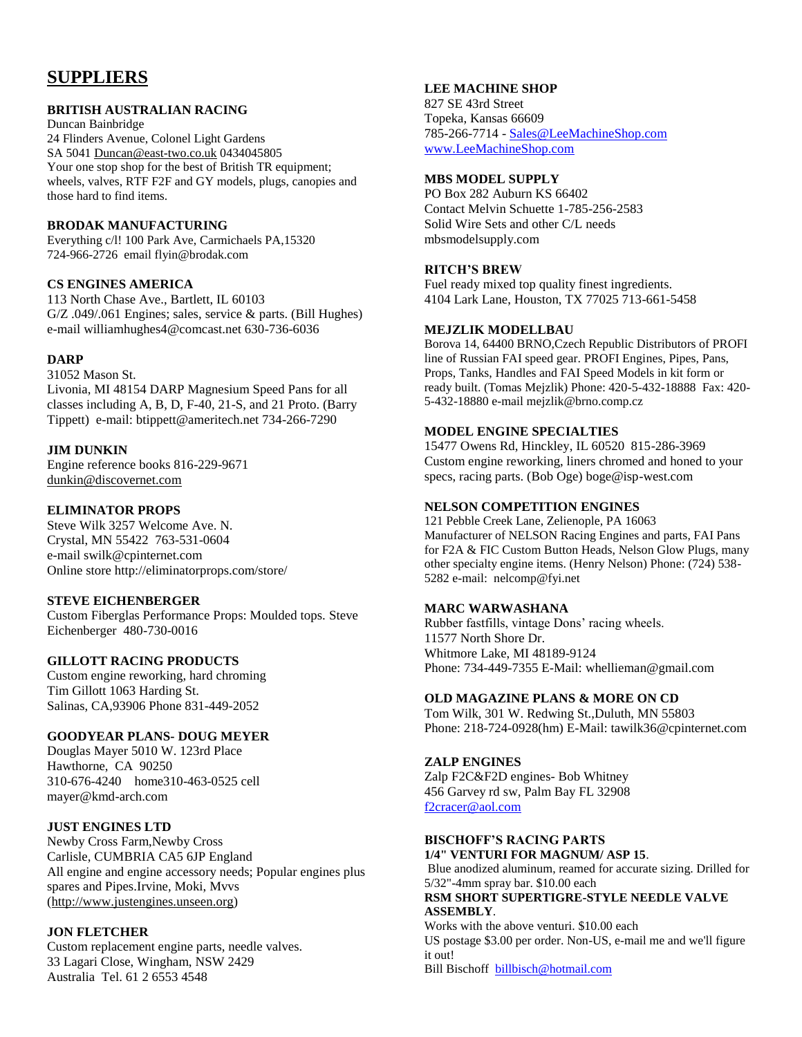# SUPPLIERS

**BRITISH AUSTRALIAN RACING**
Duncan Bainbridge
24 Flinders Avenue, Colonel Light Gardens
SA 5041 Duncan@east-two.co.uk 0434045805
Your one stop shop for the best of British TR equipment; wheels, valves, RTF F2F and GY models, plugs, canopies and those hard to find items.

**BRODAK MANUFACTURING**
Everything c/l! 100 Park Ave, Carmichaels PA,15320
724-966-2726 email flyin@brodak.com

**CS ENGINES AMERICA**
113 North Chase Ave., Bartlett, IL 60103
G/Z .049/.061 Engines; sales, service & parts. (Bill Hughes)
e-mail williamhughes4@comcast.net 630-736-6036

**DARP**
31052 Mason St.
Livonia, MI 48154 DARP Magnesium Speed Pans for all classes including A, B, D, F-40, 21-S, and 21 Proto. (Barry Tippett) e-mail: btippett@ameritech.net 734-266-7290

**JIM DUNKIN**
Engine reference books 816-229-9671
dunkin@discovernet.com

**ELIMINATOR PROPS**
Steve Wilk 3257 Welcome Ave. N.
Crystal, MN 55422 763-531-0604
e-mail swilk@cpinternet.com
Online store http://eliminatorprops.com/store/

**STEVE EICHENBERGER**
Custom Fiberglas Performance Props: Moulded tops. Steve Eichenberger 480-730-0016

**GILLOTT RACING PRODUCTS**
Custom engine reworking, hard chroming
Tim Gillott 1063 Harding St.
Salinas, CA,93906 Phone 831-449-2052

**GOODYEAR PLANS- DOUG MEYER**
Douglas Mayer 5010 W. 123rd Place
Hawthorne, CA 90250
310-676-4240 home310-463-0525 cell
mayer@kmd-arch.com

**JUST ENGINES LTD**
Newby Cross Farm,Newby Cross
Carlisle, CUMBRIA CA5 6JP England
All engine and engine accessory needs; Popular engines plus spares and Pipes.Irvine, Moki, Mvvs
(http://www.justengines.unseen.org)

**JON FLETCHER**
Custom replacement engine parts, needle valves.
33 Lagari Close, Wingham, NSW 2429
Australia Tel. 61 2 6553 4548

**LEE MACHINE SHOP**
827 SE 43rd Street
Topeka, Kansas 66609
785-266-7714 - Sales@LeeMachineShop.com
www.LeeMachineShop.com

**MBS MODEL SUPPLY**
PO Box 282 Auburn KS 66402
Contact Melvin Schuette 1-785-256-2583
Solid Wire Sets and other C/L needs
mbsmodelsupply.com

**RITCH'S BREW**
Fuel ready mixed top quality finest ingredients.
4104 Lark Lane, Houston, TX 77025 713-661-5458

**MEJZLIK MODELLBAU**
Borova 14, 64400 BRNO,Czech Republic Distributors of PROFI line of Russian FAI speed gear. PROFI Engines, Pipes, Pans, Props, Tanks, Handles and FAI Speed Models in kit form or ready built. (Tomas Mejzlik) Phone: 420-5-432-18888 Fax: 420-5-432-18880 e-mail mejzlik@brno.comp.cz

**MODEL ENGINE SPECIALTIES**
15477 Owens Rd, Hinckley, IL 60520 815-286-3969
Custom engine reworking, liners chromed and honed to your specs, racing parts. (Bob Oge) boge@isp-west.com

**NELSON COMPETITION ENGINES**
121 Pebble Creek Lane, Zelienople, PA 16063
Manufacturer of NELSON Racing Engines and parts, FAI Pans for F2A & FIC Custom Button Heads, Nelson Glow Plugs, many other specialty engine items. (Henry Nelson) Phone: (724) 538-5282 e-mail: nelcomp@fyi.net

**MARC WARWASHANA**
Rubber fastfills, vintage Dons' racing wheels.
11577 North Shore Dr.
Whitmore Lake, MI 48189-9124
Phone: 734-449-7355 E-Mail: whellieman@gmail.com

**OLD MAGAZINE PLANS & MORE ON CD**
Tom Wilk, 301 W. Redwing St.,Duluth, MN 55803
Phone: 218-724-0928(hm) E-Mail: tawilk36@cpinternet.com

**ZALP ENGINES**
Zalp F2C&F2D engines- Bob Whitney
456 Garvey rd sw, Palm Bay FL 32908
f2cracer@aol.com

**BISCHOFF'S RACING PARTS**
**1/4" VENTURI FOR MAGNUM/ ASP 15**.
Blue anodized aluminum, reamed for accurate sizing. Drilled for 5/32"-4mm spray bar. $10.00 each
**RSM SHORT SUPERTIGRE-STYLE NEEDLE VALVE ASSEMBLY**.
Works with the above venturi. $10.00 each
US postage $3.00 per order. Non-US, e-mail me and we'll figure it out!
Bill Bischoff billbisch@hotmail.com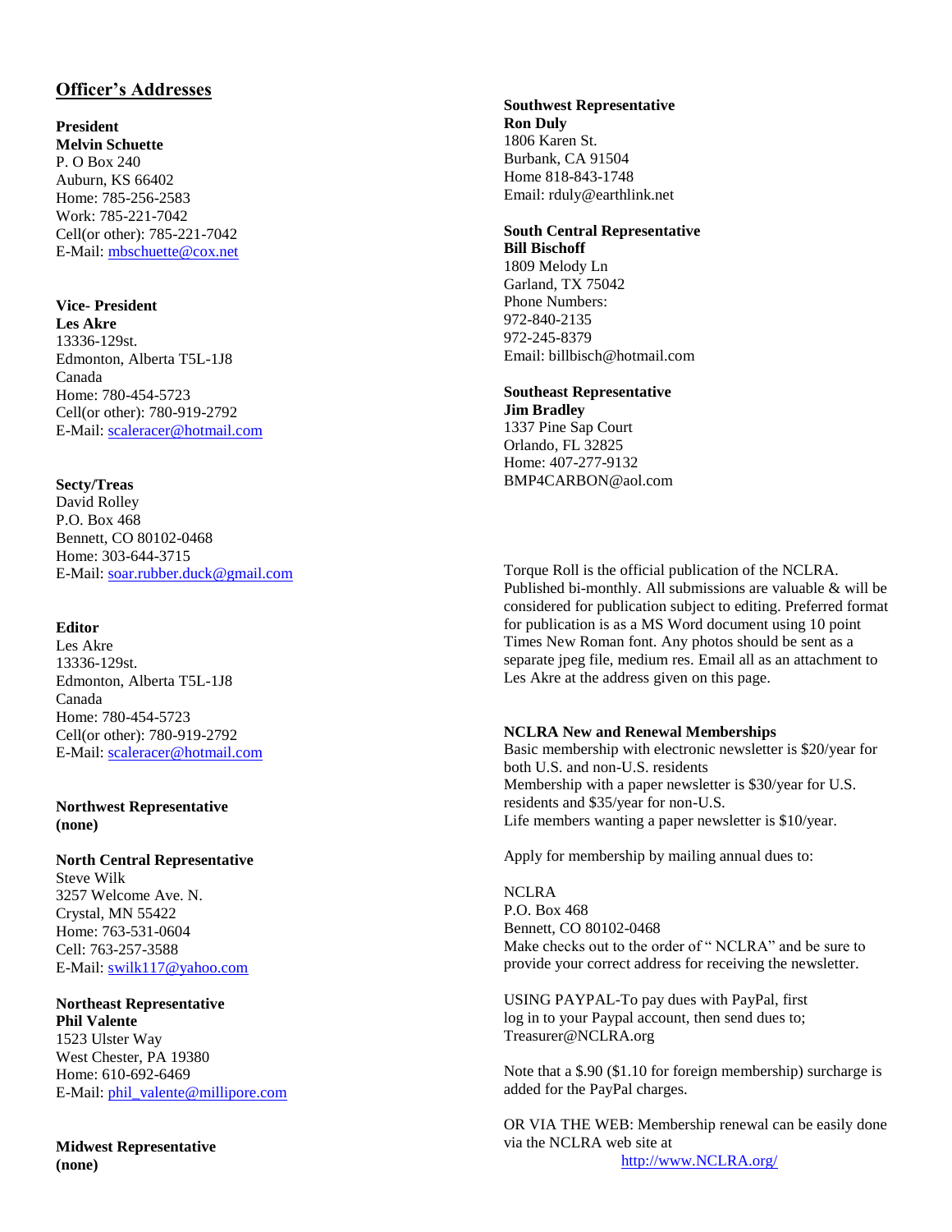## Officer's Addresses

**President**
**Melvin Schuette**
P. O Box 240
Auburn, KS 66402
Home: 785-256-2583
Work: 785-221-7042
Cell(or other): 785-221-7042
E-Mail: mbschuette@cox.net

**Vice- President**
**Les Akre**
13336-129st.
Edmonton, Alberta T5L-1J8
Canada
Home: 780-454-5723
Cell(or other): 780-919-2792
E-Mail: scaleracer@hotmail.com

**Secty/Treas**
David Rolley
P.O. Box 468
Bennett, CO 80102-0468
Home: 303-644-3715
E-Mail: soar.rubber.duck@gmail.com

**Editor**
Les Akre
13336-129st.
Edmonton, Alberta T5L-1J8
Canada
Home: 780-454-5723
Cell(or other): 780-919-2792
E-Mail: scaleracer@hotmail.com

**Northwest Representative**
**(none)**

**North Central Representative**
Steve Wilk
3257 Welcome Ave. N.
Crystal, MN 55422
Home: 763-531-0604
Cell: 763-257-3588
E-Mail: swilk117@yahoo.com

**Northeast Representative**
**Phil Valente**
1523 Ulster Way
West Chester, PA 19380
Home: 610-692-6469
E-Mail: phil_valente@millipore.com

**Midwest Representative**
**(none)**

**Southwest Representative**
**Ron Duly**
1806 Karen St.
Burbank, CA 91504
Home 818-843-1748
Email: rduly@earthlink.net

**South Central Representative**
**Bill Bischoff**
1809 Melody Ln
Garland, TX 75042
Phone Numbers:
972-840-2135
972-245-8379
Email: billbisch@hotmail.com

**Southeast Representative**
**Jim Bradley**
1337 Pine Sap Court
Orlando, FL 32825
Home: 407-277-9132
BMP4CARBON@aol.com

Torque Roll is the official publication of the NCLRA. Published bi-monthly. All submissions are valuable & will be considered for publication subject to editing. Preferred format for publication is as a MS Word document using 10 point Times New Roman font. Any photos should be sent as a separate jpeg file, medium res. Email all as an attachment to Les Akre at the address given on this page.

**NCLRA New and Renewal Memberships**
Basic membership with electronic newsletter is $20/year for both U.S. and non-U.S. residents
Membership with a paper newsletter is $30/year for U.S. residents and $35/year for non-U.S.
Life members wanting a paper newsletter is $10/year.

Apply for membership by mailing annual dues to:

NCLRA
P.O. Box 468
Bennett, CO 80102-0468
Make checks out to the order of " NCLRA" and be sure to provide your correct address for receiving the newsletter.

USING PAYPAL-To pay dues with PayPal, first log in to your Paypal account, then send dues to; Treasurer@NCLRA.org

Note that a $.90 ($1.10 for foreign membership) surcharge is added for the PayPal charges.

OR VIA THE WEB: Membership renewal can be easily done via the NCLRA web site at
http://www.NCLRA.org/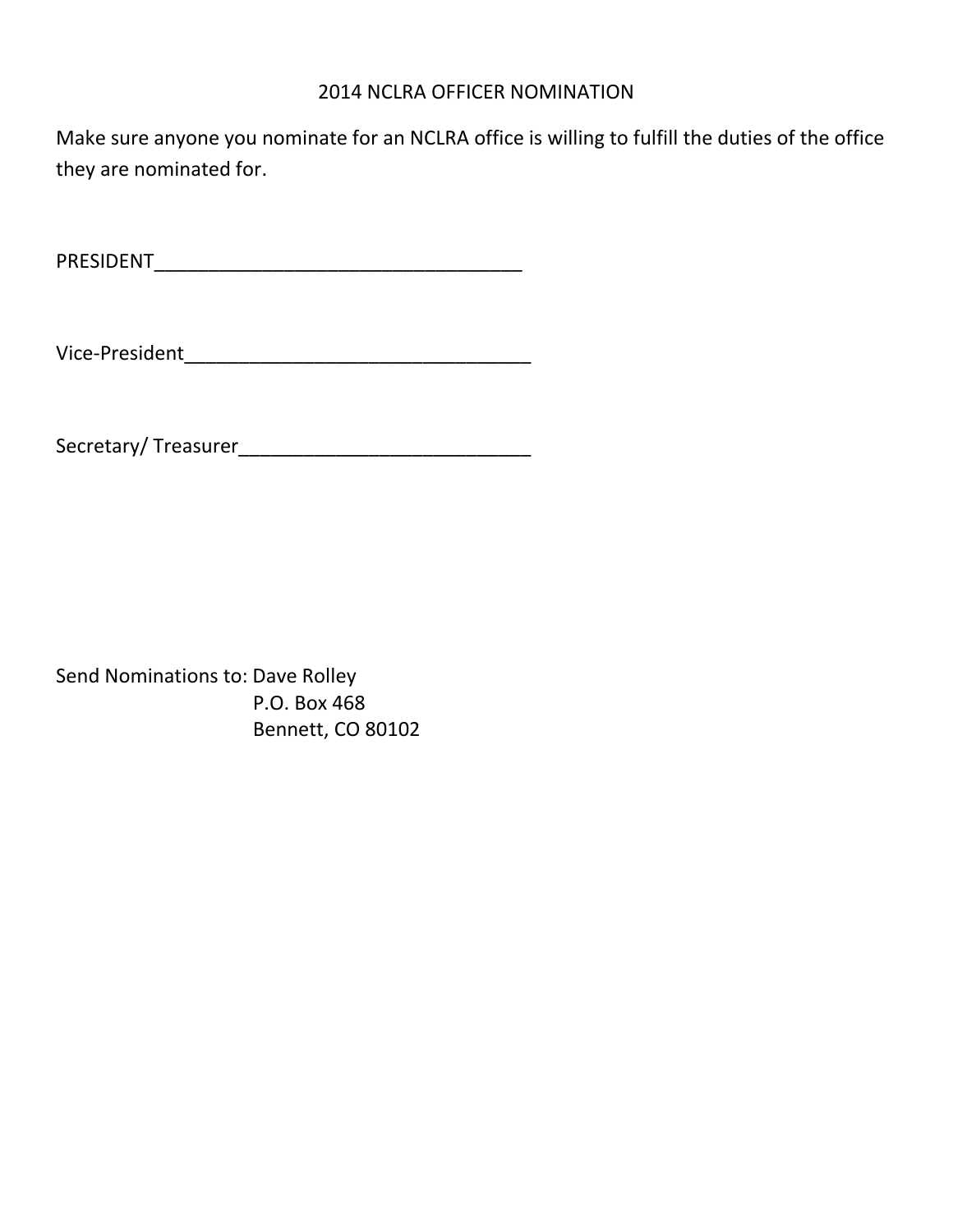# 2014 NCLRA OFFICER NOMINATION

Make sure anyone you nominate for an NCLRA office is willing to fulfill the duties of the office they are nominated for.

PRESIDENT___________________________________

Vice-President_________________________________

Secretary/ Treasurer___________________________

Send Nominations to: Dave Rolley
P.O. Box 468
Bennett, CO 80102